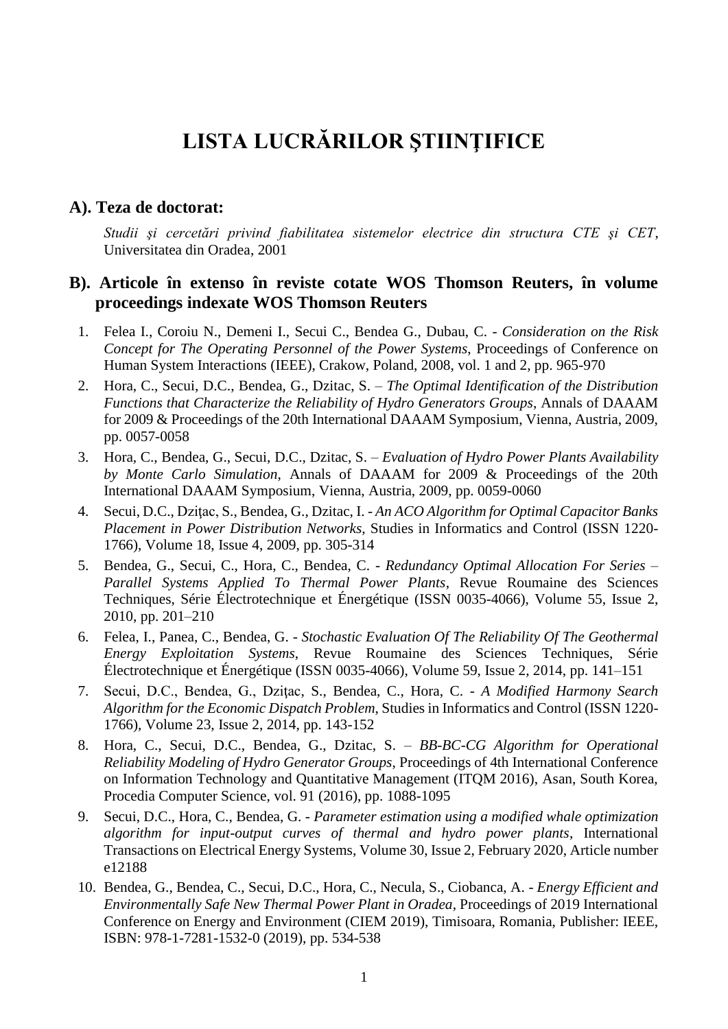# LISTA LUCRĂRILOR ŞTIINŢIFICE

## A). Teza de doctorat:

*Studii şi cercetări privind fiabilitatea sistemelor electrice din structura CTE şi CET*, Universitatea din Oradea, 2001

## B). Articole în extenso în reviste cotate WOS Thomson Reuters, în volume proceedings indexate WOS Thomson Reuters

1. Felea I., Coroiu N., Demeni I., Secui C., Bendea G., Dubau, C. - *Consideration on the Risk Concept for The Operating Personnel of the Power Systems*, Proceedings of Conference on Human System Interactions (IEEE), Crakow, Poland, 2008, vol. 1 and 2, pp. 965-970
2. Hora, C., Secui, D.C., Bendea, G., Dzitac, S. – *The Optimal Identification of the Distribution Functions that Characterize the Reliability of Hydro Generators Groups*, Annals of DAAAM for 2009 & Proceedings of the 20th International DAAAM Symposium, Vienna, Austria, 2009, pp. 0057-0058
3. Hora, C., Bendea, G., Secui, D.C., Dzitac, S. – *Evaluation of Hydro Power Plants Availability by Monte Carlo Simulation*, Annals of DAAAM for 2009 & Proceedings of the 20th International DAAAM Symposium, Vienna, Austria, 2009, pp. 0059-0060
4. Secui, D.C., Dziţac, S., Bendea, G., Dzitac, I. - *An ACO Algorithm for Optimal Capacitor Banks Placement in Power Distribution Networks*, Studies in Informatics and Control (ISSN 1220-1766), Volume 18, Issue 4, 2009, pp. 305-314
5. Bendea, G., Secui, C., Hora, C., Bendea, C. - *Redundancy Optimal Allocation For Series – Parallel Systems Applied To Thermal Power Plants*, Revue Roumaine des Sciences Techniques, Série Électrotechnique et Énergétique (ISSN 0035-4066), Volume 55, Issue 2, 2010, pp. 201–210
6. Felea, I., Panea, C., Bendea, G. - *Stochastic Evaluation Of The Reliability Of The Geothermal Energy Exploitation Systems*, Revue Roumaine des Sciences Techniques, Série Électrotechnique et Énergétique (ISSN 0035-4066), Volume 59, Issue 2, 2014, pp. 141–151
7. Secui, D.C., Bendea, G., Dziţac, S., Bendea, C., Hora, C. - *A Modified Harmony Search Algorithm for the Economic Dispatch Problem*, Studies in Informatics and Control (ISSN 1220-1766), Volume 23, Issue 2, 2014, pp. 143-152
8. Hora, C., Secui, D.C., Bendea, G., Dzitac, S. – *BB-BC-CG Algorithm for Operational Reliability Modeling of Hydro Generator Groups*, Proceedings of 4th International Conference on Information Technology and Quantitative Management (ITQM 2016), Asan, South Korea, Procedia Computer Science, vol. 91 (2016), pp. 1088-1095
9. Secui, D.C., Hora, C., Bendea, G. - *Parameter estimation using a modified whale optimization algorithm for input-output curves of thermal and hydro power plants*, International Transactions on Electrical Energy Systems, Volume 30, Issue 2, February 2020, Article number e12188
10. Bendea, G., Bendea, C., Secui, D.C., Hora, C., Necula, S., Ciobanca, A. - *Energy Efficient and Environmentally Safe New Thermal Power Plant in Oradea*, Proceedings of 2019 International Conference on Energy and Environment (CIEM 2019), Timisoara, Romania, Publisher: IEEE, ISBN: 978-1-7281-1532-0 (2019), pp. 534-538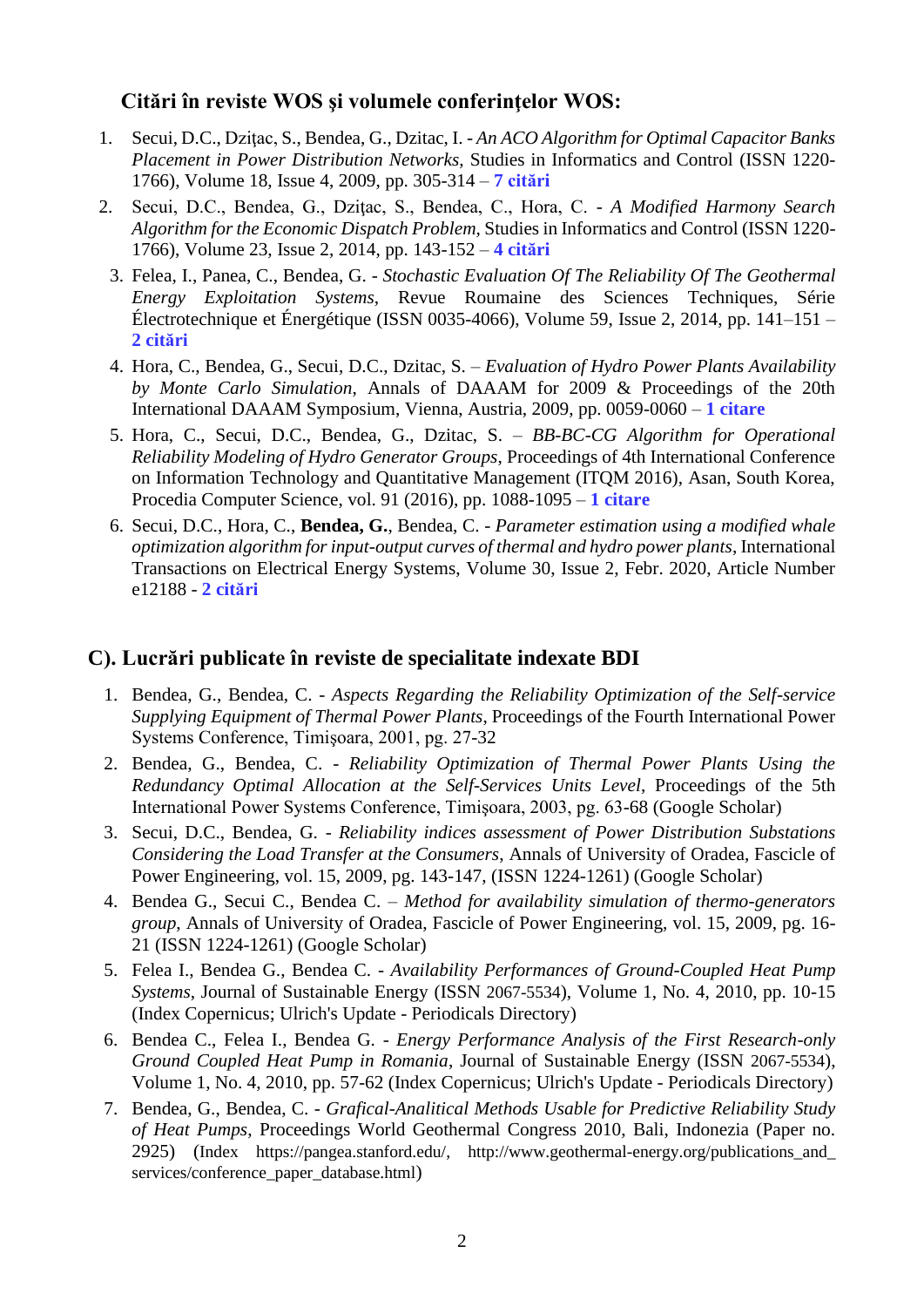### Citări în reviste WOS şi volumele conferinţelor WOS:

1. Secui, D.C., Dziţac, S., Bendea, G., Dzitac, I. - *An ACO Algorithm for Optimal Capacitor Banks Placement in Power Distribution Networks*, Studies in Informatics and Control (ISSN 1220-1766), Volume 18, Issue 4, 2009, pp. 305-314 – **7 citări**
2. Secui, D.C., Bendea, G., Dziţac, S., Bendea, C., Hora, C. - *A Modified Harmony Search Algorithm for the Economic Dispatch Problem*, Studies in Informatics and Control (ISSN 1220-1766), Volume 23, Issue 2, 2014, pp. 143-152 – **4 citări**
3. Felea, I., Panea, C., Bendea, G. - *Stochastic Evaluation Of The Reliability Of The Geothermal Energy Exploitation Systems*, Revue Roumaine des Sciences Techniques, Série Électrotechnique et Énergétique (ISSN 0035-4066), Volume 59, Issue 2, 2014, pp. 141–151 – **2 citări**
4. Hora, C., Bendea, G., Secui, D.C., Dzitac, S. – *Evaluation of Hydro Power Plants Availability by Monte Carlo Simulation*, Annals of DAAAM for 2009 & Proceedings of the 20th International DAAAM Symposium, Vienna, Austria, 2009, pp. 0059-0060 – **1 citare**
5. Hora, C., Secui, D.C., Bendea, G., Dzitac, S. – *BB-BC-CG Algorithm for Operational Reliability Modeling of Hydro Generator Groups*, Proceedings of 4th International Conference on Information Technology and Quantitative Management (ITQM 2016), Asan, South Korea, Procedia Computer Science, vol. 91 (2016), pp. 1088-1095 – **1 citare**
6. Secui, D.C., Hora, C., **Bendea, G.**, Bendea, C. - *Parameter estimation using a modified whale optimization algorithm for input-output curves of thermal and hydro power plants*, International Transactions on Electrical Energy Systems, Volume 30, Issue 2, Febr. 2020, Article Number e12188 - **2 citări**

## C). Lucrări publicate în reviste de specialitate indexate BDI

1. Bendea, G., Bendea, C. - *Aspects Regarding the Reliability Optimization of the Self-service Supplying Equipment of Thermal Power Plants*, Proceedings of the Fourth International Power Systems Conference, Timişoara, 2001, pg. 27-32
2. Bendea, G., Bendea, C. - *Reliability Optimization of Thermal Power Plants Using the Redundancy Optimal Allocation at the Self-Services Units Level*, Proceedings of the 5th International Power Systems Conference, Timişoara, 2003, pg. 63-68 (Google Scholar)
3. Secui, D.C., Bendea, G. - *Reliability indices assessment of Power Distribution Substations Considering the Load Transfer at the Consumers*, Annals of University of Oradea, Fascicle of Power Engineering, vol. 15, 2009, pg. 143-147, (ISSN 1224-1261) (Google Scholar)
4. Bendea G., Secui C., Bendea C. – *Method for availability simulation of thermo-generators group*, Annals of University of Oradea, Fascicle of Power Engineering, vol. 15, 2009, pg. 16-21 (ISSN 1224-1261) (Google Scholar)
5. Felea I., Bendea G., Bendea C. - *Availability Performances of Ground-Coupled Heat Pump Systems*, Journal of Sustainable Energy (ISSN 2067-5534), Volume 1, No. 4, 2010, pp. 10-15 (Index Copernicus; Ulrich's Update - Periodicals Directory)
6. Bendea C., Felea I., Bendea G. - *Energy Performance Analysis of the First Research-only Ground Coupled Heat Pump in Romania*, Journal of Sustainable Energy (ISSN 2067-5534), Volume 1, No. 4, 2010, pp. 57-62 (Index Copernicus; Ulrich's Update - Periodicals Directory)
7. Bendea, G., Bendea, C. - *Grafical-Analitical Methods Usable for Predictive Reliability Study of Heat Pumps*, Proceedings World Geothermal Congress 2010, Bali, Indonezia (Paper no. 2925) (Index https://pangea.stanford.edu/, http://www.geothermal-energy.org/publications_and_services/conference_paper_database.html)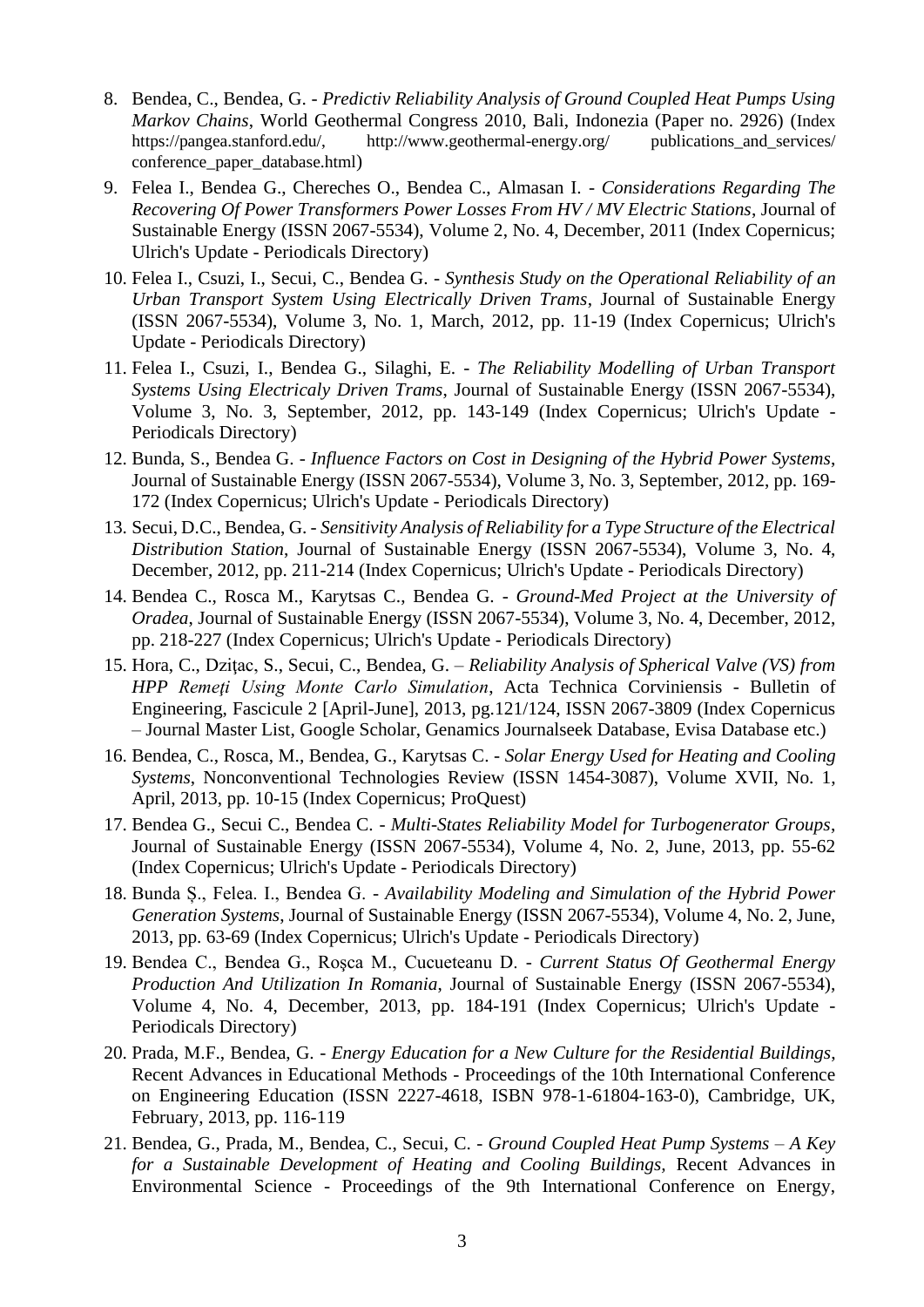8. Bendea, C., Bendea, G. - *Predictiv Reliability Analysis of Ground Coupled Heat Pumps Using Markov Chains*, World Geothermal Congress 2010, Bali, Indonezia (Paper no. 2926) (Index https://pangea.stanford.edu/, http://www.geothermal-energy.org/ publications_and_services/ conference_paper_database.html)
9. Felea I., Bendea G., Chereches O., Bendea C., Almasan I. - *Considerations Regarding The Recovering Of Power Transformers Power Losses From HV / MV Electric Stations*, Journal of Sustainable Energy (ISSN 2067-5534), Volume 2, No. 4, December, 2011 (Index Copernicus; Ulrich's Update - Periodicals Directory)
10. Felea I., Csuzi, I., Secui, C., Bendea G. - *Synthesis Study on the Operational Reliability of an Urban Transport System Using Electrically Driven Trams*, Journal of Sustainable Energy (ISSN 2067-5534), Volume 3, No. 1, March, 2012, pp. 11-19 (Index Copernicus; Ulrich's Update - Periodicals Directory)
11. Felea I., Csuzi, I., Bendea G., Silaghi, E. - *The Reliability Modelling of Urban Transport Systems Using Electricaly Driven Trams*, Journal of Sustainable Energy (ISSN 2067-5534), Volume 3, No. 3, September, 2012, pp. 143-149 (Index Copernicus; Ulrich's Update - Periodicals Directory)
12. Bunda, S., Bendea G. - *Influence Factors on Cost in Designing of the Hybrid Power Systems*, Journal of Sustainable Energy (ISSN 2067-5534), Volume 3, No. 3, September, 2012, pp. 169-172 (Index Copernicus; Ulrich's Update - Periodicals Directory)
13. Secui, D.C., Bendea, G. - *Sensitivity Analysis of Reliability for a Type Structure of the Electrical Distribution Station*, Journal of Sustainable Energy (ISSN 2067-5534), Volume 3, No. 4, December, 2012, pp. 211-214 (Index Copernicus; Ulrich's Update - Periodicals Directory)
14. Bendea C., Rosca M., Karytsas C., Bendea G. - *Ground-Med Project at the University of Oradea*, Journal of Sustainable Energy (ISSN 2067-5534), Volume 3, No. 4, December, 2012, pp. 218-227 (Index Copernicus; Ulrich's Update - Periodicals Directory)
15. Hora, C., Dziţac, S., Secui, C., Bendea, G. – *Reliability Analysis of Spherical Valve (VS) from HPP Remeţi Using Monte Carlo Simulation*, Acta Technica Corviniensis - Bulletin of Engineering, Fascicule 2 [April-June], 2013, pg.121/124, ISSN 2067-3809 (Index Copernicus – Journal Master List, Google Scholar, Genamics Journalseek Database, Evisa Database etc.)
16. Bendea, C., Rosca, M., Bendea, G., Karytsas C. - *Solar Energy Used for Heating and Cooling Systems*, Nonconventional Technologies Review (ISSN 1454-3087), Volume XVII, No. 1, April, 2013, pp. 10-15 (Index Copernicus; ProQuest)
17. Bendea G., Secui C., Bendea C. - *Multi-States Reliability Model for Turbogenerator Groups*, Journal of Sustainable Energy (ISSN 2067-5534), Volume 4, No. 2, June, 2013, pp. 55-62 (Index Copernicus; Ulrich's Update - Periodicals Directory)
18. Bunda Ș., Felea. I., Bendea G. - *Availability Modeling and Simulation of the Hybrid Power Generation Systems*, Journal of Sustainable Energy (ISSN 2067-5534), Volume 4, No. 2, June, 2013, pp. 63-69 (Index Copernicus; Ulrich's Update - Periodicals Directory)
19. Bendea C., Bendea G., Roşca M., Cucueteanu D. - *Current Status Of Geothermal Energy Production And Utilization In Romania*, Journal of Sustainable Energy (ISSN 2067-5534), Volume 4, No. 4, December, 2013, pp. 184-191 (Index Copernicus; Ulrich's Update - Periodicals Directory)
20. Prada, M.F., Bendea, G. - *Energy Education for a New Culture for the Residential Buildings*, Recent Advances in Educational Methods - Proceedings of the 10th International Conference on Engineering Education (ISSN 2227-4618, ISBN 978-1-61804-163-0), Cambridge, UK, February, 2013, pp. 116-119
21. Bendea, G., Prada, M., Bendea, C., Secui, C. - *Ground Coupled Heat Pump Systems – A Key for a Sustainable Development of Heating and Cooling Buildings*, Recent Advances in Environmental Science - Proceedings of the 9th International Conference on Energy,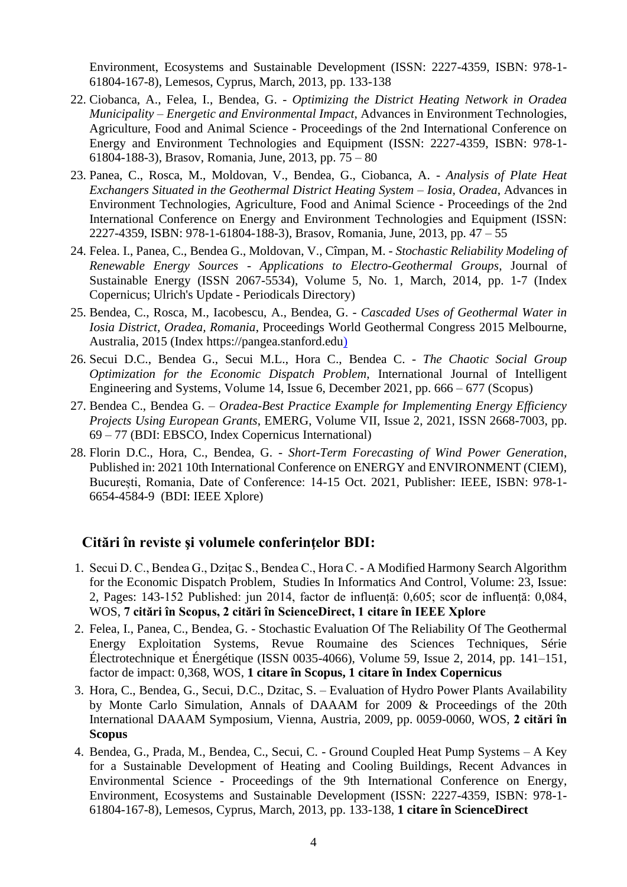Environment, Ecosystems and Sustainable Development (ISSN: 2227-4359, ISBN: 978-1-61804-167-8), Lemesos, Cyprus, March, 2013, pp. 133-138

22. Ciobanca, A., Felea, I., Bendea, G. - *Optimizing the District Heating Network in Oradea Municipality – Energetic and Environmental Impact*, Advances in Environment Technologies, Agriculture, Food and Animal Science - Proceedings of the 2nd International Conference on Energy and Environment Technologies and Equipment (ISSN: 2227-4359, ISBN: 978-1-61804-188-3), Brasov, Romania, June, 2013, pp. 75 – 80
23. Panea, C., Rosca, M., Moldovan, V., Bendea, G., Ciobanca, A. - *Analysis of Plate Heat Exchangers Situated in the Geothermal District Heating System – Iosia, Oradea*, Advances in Environment Technologies, Agriculture, Food and Animal Science - Proceedings of the 2nd International Conference on Energy and Environment Technologies and Equipment (ISSN: 2227-4359, ISBN: 978-1-61804-188-3), Brasov, Romania, June, 2013, pp. 47 – 55
24. Felea. I., Panea, C., Bendea G., Moldovan, V., Cîmpan, M. - *Stochastic Reliability Modeling of Renewable Energy Sources - Applications to Electro-Geothermal Groups*, Journal of Sustainable Energy (ISSN 2067-5534), Volume 5, No. 1, March, 2014, pp. 1-7 (Index Copernicus; Ulrich's Update - Periodicals Directory)
25. Bendea, C., Rosca, M., Iacobescu, A., Bendea, G. - *Cascaded Uses of Geothermal Water in Iosia District, Oradea, Romania*, Proceedings World Geothermal Congress 2015 Melbourne, Australia, 2015 (Index https://pangea.stanford.edu)
26. Secui D.C., Bendea G., Secui M.L., Hora C., Bendea C. - *The Chaotic Social Group Optimization for the Economic Dispatch Problem*, International Journal of Intelligent Engineering and Systems, Volume 14, Issue 6, December 2021, pp. 666 – 677 (Scopus)
27. Bendea C., Bendea G. – *Oradea-Best Practice Example for Implementing Energy Efficiency Projects Using European Grants*, EMERG, Volume VII, Issue 2, 2021, ISSN 2668-7003, pp. 69 – 77 (BDI: EBSCO, Index Copernicus International)
28. Florin D.C., Hora, C., Bendea, G. - *Short-Term Forecasting of Wind Power Generation*, Published in: 2021 10th International Conference on ENERGY and ENVIRONMENT (CIEM), București, Romania, Date of Conference: 14-15 Oct. 2021, Publisher: IEEE, ISBN: 978-1-6654-4584-9 (BDI: IEEE Xplore)

## Citări în reviste şi volumele conferinţelor BDI:

1. Secui D. C., Bendea G., Dzițac S., Bendea C., Hora C. - A Modified Harmony Search Algorithm for the Economic Dispatch Problem, Studies In Informatics And Control, Volume: 23, Issue: 2, Pages: 143-152 Published: jun 2014, factor de influență: 0,605; scor de influență: 0,084, WOS, **7 citări în Scopus, 2 citări în ScienceDirect, 1 citare în IEEE Xplore**
2. Felea, I., Panea, C., Bendea, G. - Stochastic Evaluation Of The Reliability Of The Geothermal Energy Exploitation Systems, Revue Roumaine des Sciences Techniques, Série Électrotechnique et Énergétique (ISSN 0035-4066), Volume 59, Issue 2, 2014, pp. 141–151, factor de impact: 0,368, WOS, **1 citare în Scopus, 1 citare în Index Copernicus**
3. Hora, C., Bendea, G., Secui, D.C., Dzitac, S. – Evaluation of Hydro Power Plants Availability by Monte Carlo Simulation, Annals of DAAAM for 2009 & Proceedings of the 20th International DAAAM Symposium, Vienna, Austria, 2009, pp. 0059-0060, WOS, **2 citări în Scopus**
4. Bendea, G., Prada, M., Bendea, C., Secui, C. - Ground Coupled Heat Pump Systems – A Key for a Sustainable Development of Heating and Cooling Buildings, Recent Advances in Environmental Science - Proceedings of the 9th International Conference on Energy, Environment, Ecosystems and Sustainable Development (ISSN: 2227-4359, ISBN: 978-1-61804-167-8), Lemesos, Cyprus, March, 2013, pp. 133-138, **1 citare în ScienceDirect**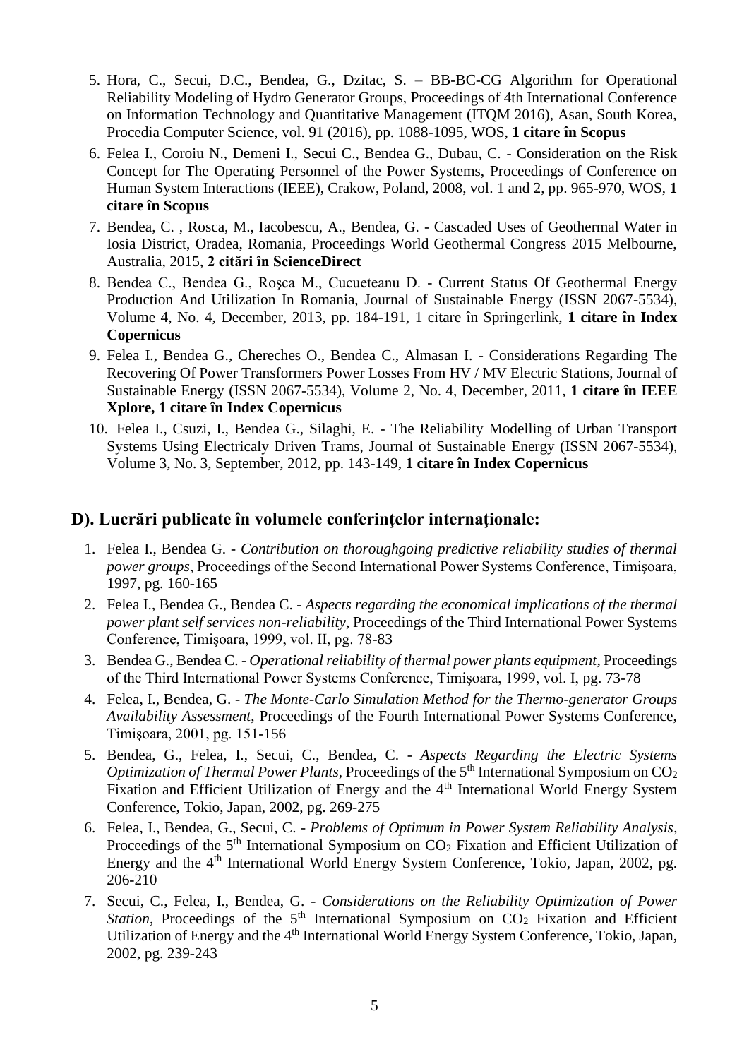5. Hora, C., Secui, D.C., Bendea, G., Dzitac, S. – BB-BC-CG Algorithm for Operational Reliability Modeling of Hydro Generator Groups, Proceedings of 4th International Conference on Information Technology and Quantitative Management (ITQM 2016), Asan, South Korea, Procedia Computer Science, vol. 91 (2016), pp. 1088-1095, WOS, **1 citare în Scopus**
6. Felea I., Coroiu N., Demeni I., Secui C., Bendea G., Dubau, C. - Consideration on the Risk Concept for The Operating Personnel of the Power Systems, Proceedings of Conference on Human System Interactions (IEEE), Crakow, Poland, 2008, vol. 1 and 2, pp. 965-970, WOS, **1 citare în Scopus**
7. Bendea, C. , Rosca, M., Iacobescu, A., Bendea, G. - Cascaded Uses of Geothermal Water in Iosia District, Oradea, Romania, Proceedings World Geothermal Congress 2015 Melbourne, Australia, 2015, **2 citări în ScienceDirect**
8. Bendea C., Bendea G., Roşca M., Cucueteanu D. - Current Status Of Geothermal Energy Production And Utilization In Romania, Journal of Sustainable Energy (ISSN 2067-5534), Volume 4, No. 4, December, 2013, pp. 184-191, 1 citare în Springerlink, **1 citare în Index Copernicus**
9. Felea I., Bendea G., Chereches O., Bendea C., Almasan I. - Considerations Regarding The Recovering Of Power Transformers Power Losses From HV / MV Electric Stations, Journal of Sustainable Energy (ISSN 2067-5534), Volume 2, No. 4, December, 2011, **1 citare în IEEE Xplore, 1 citare în Index Copernicus**
10. Felea I., Csuzi, I., Bendea G., Silaghi, E. - The Reliability Modelling of Urban Transport Systems Using Electricaly Driven Trams, Journal of Sustainable Energy (ISSN 2067-5534), Volume 3, No. 3, September, 2012, pp. 143-149, **1 citare în Index Copernicus**

## D). Lucrări publicate în volumele conferinţelor internaţionale:

1. Felea I., Bendea G. - *Contribution on thoroughgoing predictive reliability studies of thermal power groups*, Proceedings of the Second International Power Systems Conference, Timişoara, 1997, pg. 160-165
2. Felea I., Bendea G., Bendea C. - *Aspects regarding the economical implications of the thermal power plant self services non-reliability*, Proceedings of the Third International Power Systems Conference, Timişoara, 1999, vol. II, pg. 78-83
3. Bendea G., Bendea C. - *Operational reliability of thermal power plants equipment*, Proceedings of the Third International Power Systems Conference, Timişoara, 1999, vol. I, pg. 73-78
4. Felea, I., Bendea, G. - *The Monte-Carlo Simulation Method for the Thermo-generator Groups Availability Assessment*, Proceedings of the Fourth International Power Systems Conference, Timişoara, 2001, pg. 151-156
5. Bendea, G., Felea, I., Secui, C., Bendea, C. - *Aspects Regarding the Electric Systems Optimization of Thermal Power Plants*, Proceedings of the 5th International Symposium on $CO_2$ Fixation and Efficient Utilization of Energy and the 4th International World Energy System Conference, Tokio, Japan, 2002, pg. 269-275
6. Felea, I., Bendea, G., Secui, C. - *Problems of Optimum in Power System Reliability Analysis*, Proceedings of the 5th International Symposium on $CO_2$ Fixation and Efficient Utilization of Energy and the 4th International World Energy System Conference, Tokio, Japan, 2002, pg. 206-210
7. Secui, C., Felea, I., Bendea, G. - *Considerations on the Reliability Optimization of Power Station*, Proceedings of the 5th International Symposium on $CO_2$ Fixation and Efficient Utilization of Energy and the 4th International World Energy System Conference, Tokio, Japan, 2002, pg. 239-243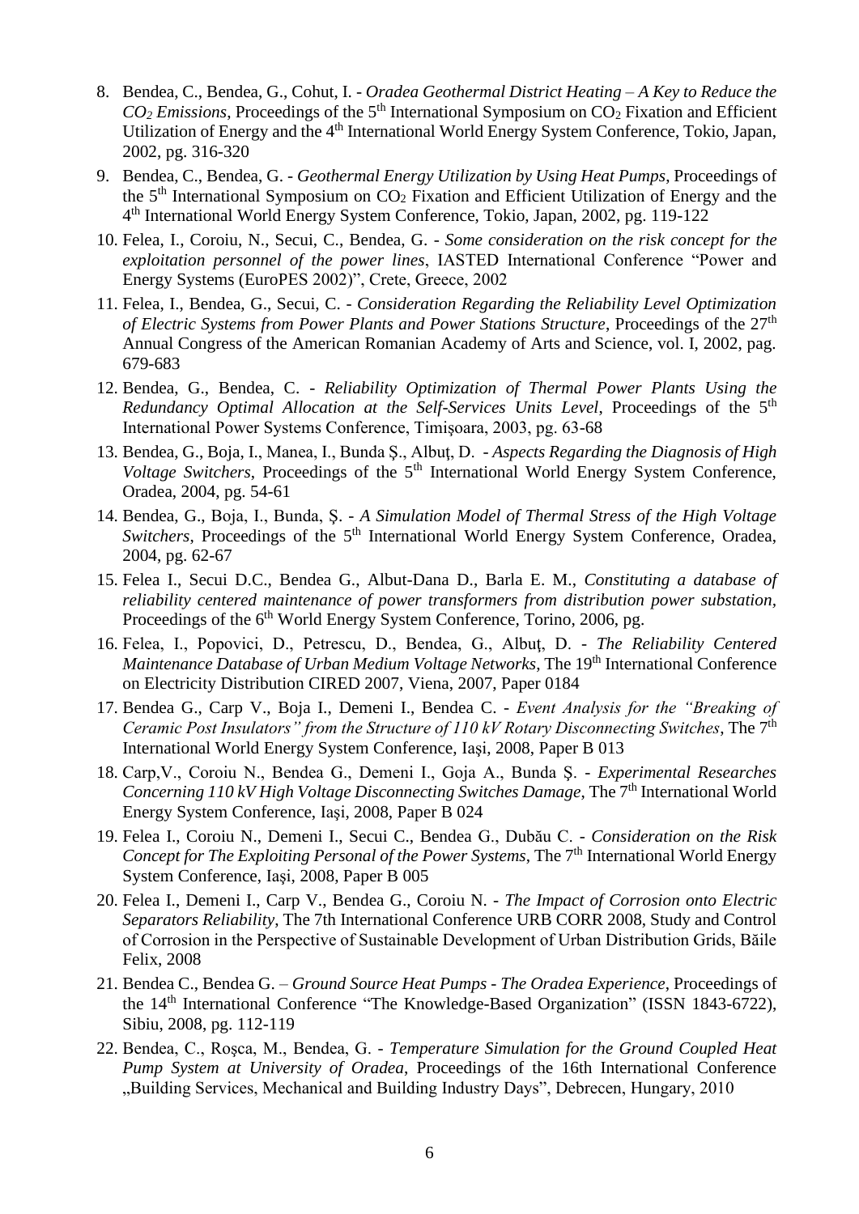8. Bendea, C., Bendea, G., Cohut, I. - *Oradea Geothermal District Heating – A Key to Reduce the $CO_2$ Emissions*, Proceedings of the 5th International Symposium on $CO_2$ Fixation and Efficient Utilization of Energy and the 4th International World Energy System Conference, Tokio, Japan, 2002, pg. 316-320
9. Bendea, C., Bendea, G. - *Geothermal Energy Utilization by Using Heat Pumps*, Proceedings of the 5th International Symposium on $CO_2$ Fixation and Efficient Utilization of Energy and the 4th International World Energy System Conference, Tokio, Japan, 2002, pg. 119-122
10. Felea, I., Coroiu, N., Secui, C., Bendea, G. - *Some consideration on the risk concept for the exploitation personnel of the power lines*, IASTED International Conference "Power and Energy Systems (EuroPES 2002)", Crete, Greece, 2002
11. Felea, I., Bendea, G., Secui, C. - *Consideration Regarding the Reliability Level Optimization of Electric Systems from Power Plants and Power Stations Structure*, Proceedings of the 27th Annual Congress of the American Romanian Academy of Arts and Science, vol. I, 2002, pag. 679-683
12. Bendea, G., Bendea, C. - *Reliability Optimization of Thermal Power Plants Using the Redundancy Optimal Allocation at the Self-Services Units Level*, Proceedings of the 5th International Power Systems Conference, Timişoara, 2003, pg. 63-68
13. Bendea, G., Boja, I., Manea, I., Bunda Ş., Albuţ, D. - *Aspects Regarding the Diagnosis of High Voltage Switchers*, Proceedings of the 5th International World Energy System Conference, Oradea, 2004, pg. 54-61
14. Bendea, G., Boja, I., Bunda, Ş. - *A Simulation Model of Thermal Stress of the High Voltage Switchers*, Proceedings of the 5th International World Energy System Conference, Oradea, 2004, pg. 62-67
15. Felea I., Secui D.C., Bendea G., Albut-Dana D., Barla E. M., *Constituting a database of reliability centered maintenance of power transformers from distribution power substation,* Proceedings of the 6th World Energy System Conference, Torino, 2006, pg.
16. Felea, I., Popovici, D., Petrescu, D., Bendea, G., Albuţ, D. - *The Reliability Centered Maintenance Database of Urban Medium Voltage Networks*, The 19th International Conference on Electricity Distribution CIRED 2007, Viena, 2007, Paper 0184
17. Bendea G., Carp V., Boja I., Demeni I., Bendea C. - *Event Analysis for the "Breaking of Ceramic Post Insulators" from the Structure of 110 kV Rotary Disconnecting Switches*, The 7th International World Energy System Conference, Iaşi, 2008, Paper B 013
18. Carp,V., Coroiu N., Bendea G., Demeni I., Goja A., Bunda Ş. - *Experimental Researches Concerning 110 kV High Voltage Disconnecting Switches Damage*, The 7th International World Energy System Conference, Iaşi, 2008, Paper B 024
19. Felea I., Coroiu N., Demeni I., Secui C., Bendea G., Dubău C. - *Consideration on the Risk Concept for The Exploiting Personal of the Power Systems*, The 7th International World Energy System Conference, Iaşi, 2008, Paper B 005
20. Felea I., Demeni I., Carp V., Bendea G., Coroiu N. - *The Impact of Corrosion onto Electric Separators Reliability*, The 7th International Conference URB CORR 2008, Study and Control of Corrosion in the Perspective of Sustainable Development of Urban Distribution Grids, Băile Felix, 2008
21. Bendea C., Bendea G. – *Ground Source Heat Pumps - The Oradea Experience*, Proceedings of the 14th International Conference "The Knowledge-Based Organization" (ISSN 1843-6722), Sibiu, 2008, pg. 112-119
22. Bendea, C., Roşca, M., Bendea, G. - *Temperature Simulation for the Ground Coupled Heat Pump System at University of Oradea*, Proceedings of the 16th International Conference „Building Services, Mechanical and Building Industry Days", Debrecen, Hungary, 2010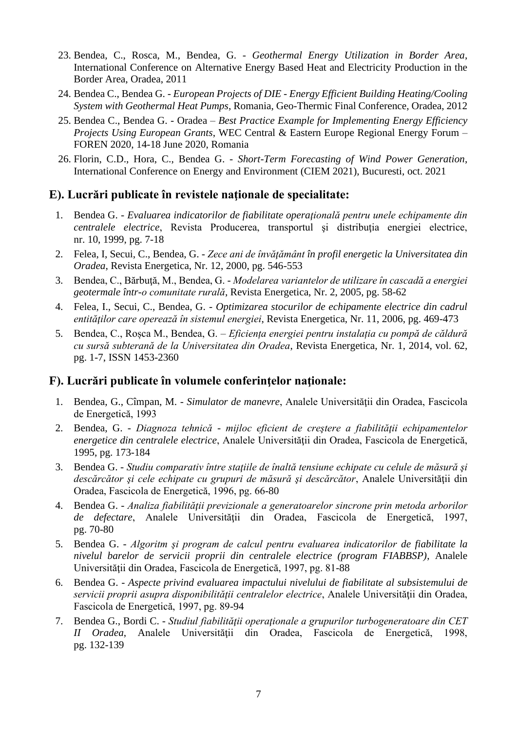23. Bendea, C., Rosca, M., Bendea, G. - *Geothermal Energy Utilization in Border Area*, International Conference on Alternative Energy Based Heat and Electricity Production in the Border Area, Oradea, 2011
24. Bendea C., Bendea G. - *European Projects of DIE - Energy Efficient Building Heating/Cooling System with Geothermal Heat Pumps*, Romania, Geo-Thermic Final Conference, Oradea, 2012
25. Bendea C., Bendea G. - Oradea – *Best Practice Example for Implementing Energy Efficiency Projects Using European Grants*, WEC Central & Eastern Europe Regional Energy Forum – FOREN 2020, 14-18 June 2020, Romania
26. Florin, C.D., Hora, C., Bendea G. - *Short-Term Forecasting of Wind Power Generation*, International Conference on Energy and Environment (CIEM 2021), Bucuresti, oct. 2021

## E). Lucrări publicate în revistele naţionale de specialitate:

1. Bendea G. - *Evaluarea indicatorilor de fiabilitate operaţională pentru unele echipamente din centralele electrice*, Revista Producerea, transportul şi distribuţia energiei electrice, nr. 10, 1999, pg. 7-18
2. Felea, I, Secui, C., Bendea, G. - *Zece ani de învăţământ în profil energetic la Universitatea din Oradea*, Revista Energetica, Nr. 12, 2000, pg. 546-553
3. Bendea, C., Bărbuţă, M., Bendea, G. - *Modelarea variantelor de utilizare în cascadă a energiei geotermale într-o comunitate rurală*, Revista Energetica, Nr. 2, 2005, pg. 58-62
4. Felea, I., Secui, C., Bendea, G. - *Optimizarea stocurilor de echipamente electrice din cadrul entităţilor care operează în sistemul energiei*, Revista Energetica, Nr. 11, 2006, pg. 469-473
5. Bendea, C., Roșca M., Bendea, G. – *Eficiența energiei pentru instalația cu pompă de căldură cu sursă subterană de la Universitatea din Oradea*, Revista Energetica, Nr. 1, 2014, vol. 62, pg. 1-7, ISSN 1453-2360

## F). Lucrări publicate în volumele conferinţelor naţionale:

1. Bendea, G., Cîmpan, M. - *Simulator de manevre*, Analele Universității din Oradea, Fascicola de Energetică, 1993
2. Bendea, G. - *Diagnoza tehnică - mijloc eficient de creştere a fiabilităţii echipamentelor energetice din centralele electrice*, Analele Universităţii din Oradea, Fascicola de Energetică, 1995, pg. 173-184
3. Bendea G. - *Studiu comparativ între staţiile de înaltă tensiune echipate cu celule de măsură şi descărcător şi cele echipate cu grupuri de măsură şi descărcător*, Analele Universităţii din Oradea, Fascicola de Energetică, 1996, pg. 66-80
4. Bendea G. - *Analiza fiabilităţii previzionale a generatoarelor sincrone prin metoda arborilor de defectare*, Analele Universităţii din Oradea, Fascicola de Energetică, 1997, pg. 70-80
5. Bendea G. - *Algoritm şi program de calcul pentru evaluarea indicatorilor de fiabilitate la nivelul barelor de servicii proprii din centralele electrice (program FIABBSP)*, Analele Universităţii din Oradea, Fascicola de Energetică, 1997, pg. 81-88
6. Bendea G. - *Aspecte privind evaluarea impactului nivelului de fiabilitate al subsistemului de servicii proprii asupra disponibilităţii centralelor electrice*, Analele Universităţii din Oradea, Fascicola de Energetică, 1997, pg. 89-94
7. Bendea G., Bordi C. - *Studiul fiabilităţii operaţionale a grupurilor turbogeneratoare din CET II Oradea*, Analele Universităţii din Oradea, Fascicola de Energetică, 1998, pg. 132-139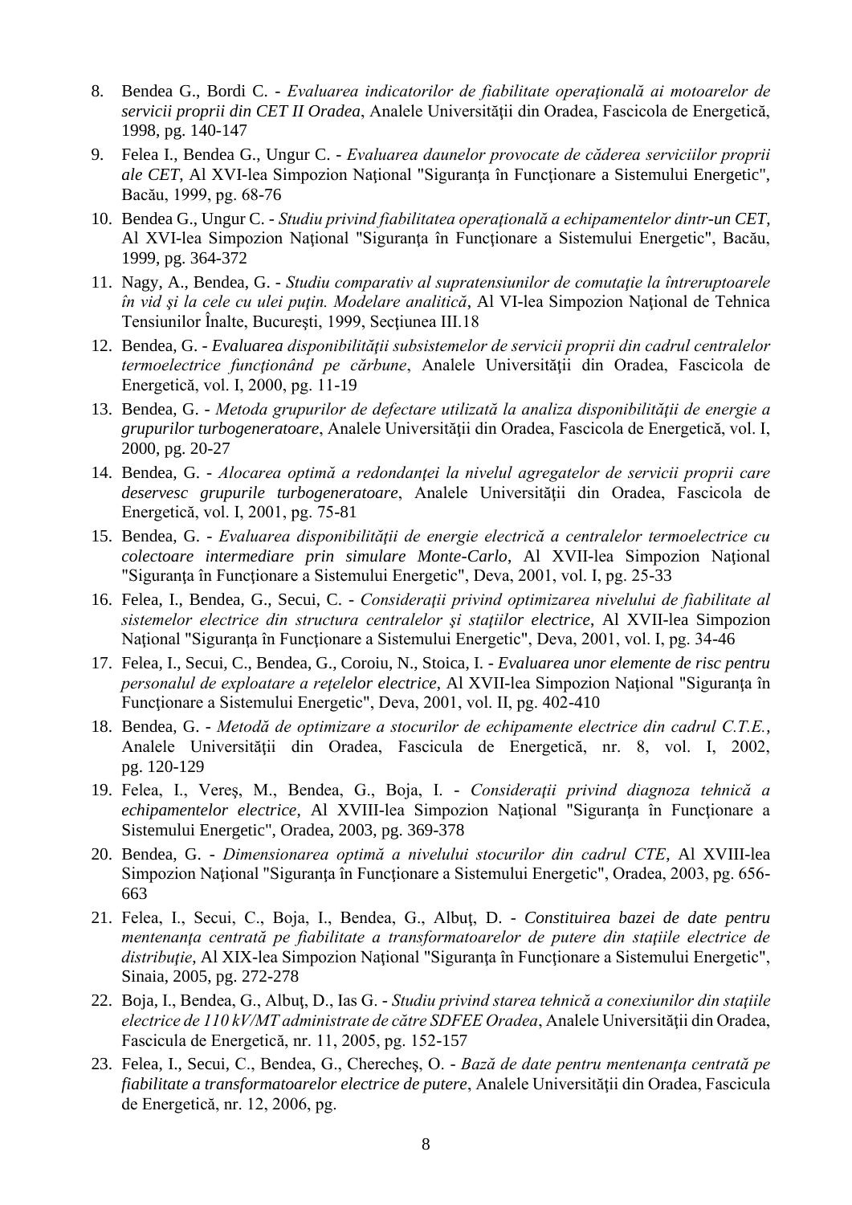8. Bendea G., Bordi C. - *Evaluarea indicatorilor de fiabilitate operaţională ai motoarelor de servicii proprii din CET II Oradea*, Analele Universităţii din Oradea, Fascicola de Energetică, 1998, pg. 140-147
9. Felea I., Bendea G., Ungur C. - *Evaluarea daunelor provocate de căderea serviciilor proprii ale CET*, Al XVI-lea Simpozion Naţional "Siguranţa în Funcţionare a Sistemului Energetic", Bacău, 1999, pg. 68-76
10. Bendea G., Ungur C. - *Studiu privind fiabilitatea operaţională a echipamentelor dintr-un CET*, Al XVI-lea Simpozion Naţional "Siguranţa în Funcţionare a Sistemului Energetic", Bacău, 1999, pg. 364-372
11. Nagy, A., Bendea, G. - *Studiu comparativ al supratensiunilor de comutaţie la întreruptoarele în vid şi la cele cu ulei puţin. Modelare analitică*, Al VI-lea Simpozion Naţional de Tehnica Tensiunilor Înalte, Bucureşti, 1999, Secţiunea III.18
12. Bendea, G. - *Evaluarea disponibilităţii subsistemelor de servicii proprii din cadrul centralelor termoelectrice funcţionând pe cărbune*, Analele Universităţii din Oradea, Fascicola de Energetică, vol. I, 2000, pg. 11-19
13. Bendea, G. - *Metoda grupurilor de defectare utilizată la analiza disponibilităţii de energie a grupurilor turbogeneratoare*, Analele Universităţii din Oradea, Fascicola de Energetică, vol. I, 2000, pg. 20-27
14. Bendea, G. - *Alocarea optimă a redondanţei la nivelul agregatelor de servicii proprii care deservesc grupurile turbogeneratoare*, Analele Universităţii din Oradea, Fascicola de Energetică, vol. I, 2001, pg. 75-81
15. Bendea, G. - *Evaluarea disponibilităţii de energie electrică a centralelor termoelectrice cu colectoare intermediare prin simulare Monte-Carlo*, Al XVII-lea Simpozion Naţional "Siguranţa în Funcţionare a Sistemului Energetic", Deva, 2001, vol. I, pg. 25-33
16. Felea, I., Bendea, G., Secui, C. - *Consideraţii privind optimizarea nivelului de fiabilitate al sistemelor electrice din structura centralelor şi staţiilor electrice*, Al XVII-lea Simpozion Naţional "Siguranţa în Funcţionare a Sistemului Energetic", Deva, 2001, vol. I, pg. 34-46
17. Felea, I., Secui, C., Bendea, G., Coroiu, N., Stoica, I. - *Evaluarea unor elemente de risc pentru personalul de exploatare a reţelelor electrice*, Al XVII-lea Simpozion Naţional "Siguranţa în Funcţionare a Sistemului Energetic", Deva, 2001, vol. II, pg. 402-410
18. Bendea, G. - *Metodă de optimizare a stocurilor de echipamente electrice din cadrul C.T.E.*, Analele Universităţii din Oradea, Fascicula de Energetică, nr. 8, vol. I, 2002, pg. 120-129
19. Felea, I., Vereş, M., Bendea, G., Boja, I. - *Consideraţii privind diagnoza tehnică a echipamentelor electrice*, Al XVIII-lea Simpozion Naţional "Siguranţa în Funcţionare a Sistemului Energetic", Oradea, 2003, pg. 369-378
20. Bendea, G. - *Dimensionarea optimă a nivelului stocurilor din cadrul CTE*, Al XVIII-lea Simpozion Naţional "Siguranţa în Funcţionare a Sistemului Energetic", Oradea, 2003, pg. 656-663
21. Felea, I., Secui, C., Boja, I., Bendea, G., Albuţ, D. - *Constituirea bazei de date pentru mentenanţa centrată pe fiabilitate a transformatoarelor de putere din staţiile electrice de distribuţie*, Al XIX-lea Simpozion Naţional "Siguranţa în Funcţionare a Sistemului Energetic", Sinaia, 2005, pg. 272-278
22. Boja, I., Bendea, G., Albuţ, D., Ias G. - *Studiu privind starea tehnică a conexiunilor din staţiile electrice de 110 kV/MT administrate de către SDFEE Oradea*, Analele Universităţii din Oradea, Fascicula de Energetică, nr. 11, 2005, pg. 152-157
23. Felea, I., Secui, C., Bendea, G., Chereacheş, O. - *Bază de date pentru mentenanţa centrată pe fiabilitate a transformatoarelor electrice de putere*, Analele Universităţii din Oradea, Fascicula de Energetică, nr. 12, 2006, pg.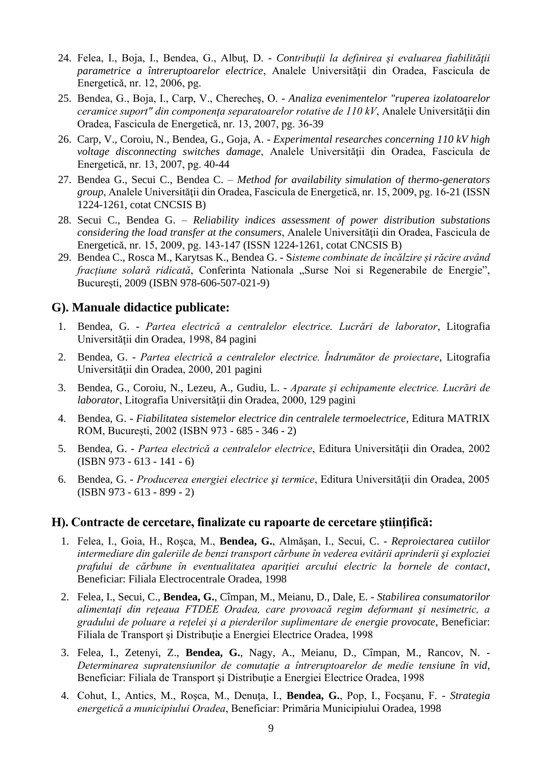24. Felea, I., Boja, I., Bendea, G., Albuţ, D. - *Contribuţii la definirea şi evaluarea fiabilităţii parametrice a întreruptoarelor electrice*, Analele Universităţii din Oradea, Fascicula de Energetică, nr. 12, 2006, pg.
25. Bendea, G., Boja, I., Carp, V., Cherecheş, O. - *Analiza evenimentelor "ruperea izolatoarelor ceramice suport" din componenţa separatoarelor rotative de 110 kV*, Analele Universităţii din Oradea, Fascicula de Energetică, nr. 13, 2007, pg. 36-39
26. Carp, V., Coroiu, N., Bendea, G., Goja, A. - *Experimental researches concerning 110 kV high voltage disconnecting switches damage*, Analele Universităţii din Oradea, Fascicula de Energetică, nr. 13, 2007, pg. 40-44
27. Bendea G., Secui C., Bendea C. – *Method for availability simulation of thermo-generators group*, Analele Universităţii din Oradea, Fascicula de Energetică, nr. 15, 2009, pg. 16-21 (ISSN 1224-1261, cotat CNCSIS B)
28. Secui C., Bendea G. – *Reliability indices assessment of power distribution substations considering the load transfer at the consumers*, Analele Universităţii din Oradea, Fascicula de Energetică, nr. 15, 2009, pg. 143-147 (ISSN 1224-1261, cotat CNCSIS B)
29. Bendea C., Rosca M., Karytsas K., Bendea G. - S*isteme combinate de încălzire și răcire având fracțiune solară ridicată*, Conferinta Nationala „Surse Noi si Regenerabile de Energie", București, 2009 (ISBN 978-606-507-021-9)

## G). Manuale didactice publicate:

1. Bendea, G. - *Partea electrică a centralelor electrice. Lucrări de laborator*, Litografia Universităţii din Oradea, 1998, 84 pagini
2. Bendea, G. - *Partea electrică a centralelor electrice. Îndrumător de proiectare*, Litografia Universităţii din Oradea, 2000, 201 pagini
3. Bendea, G., Coroiu, N., Lezeu, A., Gudiu, L. - *Aparate şi echipamente electrice. Lucrări de laborator*, Litografia Universităţii din Oradea, 2000, 129 pagini
4. Bendea, G. - *Fiabilitatea sistemelor electrice din centralele termoelectrice*, Editura MATRIX ROM, Bucureşti, 2002 (ISBN 973 - 685 - 346 - 2)
5. Bendea, G. - *Partea electrică a centralelor electrice*, Editura Universităţii din Oradea, 2002 (ISBN 973 - 613 - 141 - 6)
6. Bendea, G. - *Producerea energiei electrice şi termice*, Editura Universităţii din Oradea, 2005 (ISBN 973 - 613 - 899 - 2)

## H). Contracte de cercetare, finalizate cu rapoarte de cercetare ştiinţifică:

1. Felea, I., Goia, H., Roşca, M., **Bendea, G.**, Almăşan, I., Secui, C. - *Reproiectarea cutiilor intermediare din galeriile de benzi transport cărbune în vederea evitării aprinderii şi exploziei prafului de cărbune în eventualitatea apariţiei arcului electric la bornele de contact*, Beneficiar: Filiala Electrocentrale Oradea, 1998
2. Felea, I., Secui, C., **Bendea, G.**, Cîmpan, M., Meianu, D., Dale, E. - *Stabilirea consumatorilor alimentaţi din reţeaua FTDEE Oradea, care provoacă regim deformant şi nesimetric, a gradului de poluare a reţelei şi a pierderilor suplimentare de energie provocate*, Beneficiar: Filiala de Transport şi Distribuţie a Energiei Electrice Oradea, 1998
3. Felea, I., Zetenyi, Z., **Bendea, G.**, Nagy, A., Meianu, D., Cîmpan, M., Rancov, N. - *Determinarea supratensiunilor de comutaţie a întreruptoarelor de medie tensiune în vid*, Beneficiar: Filiala de Transport şi Distribuţie a Energiei Electrice Oradea, 1998
4. Cohut, I., Antics, M., Roşca, M., Denuţa, I., **Bendea, G.**, Pop, I., Focşanu, F. - *Strategia energetică a municipiului Oradea*, Beneficiar: Primăria Municipiului Oradea, 1998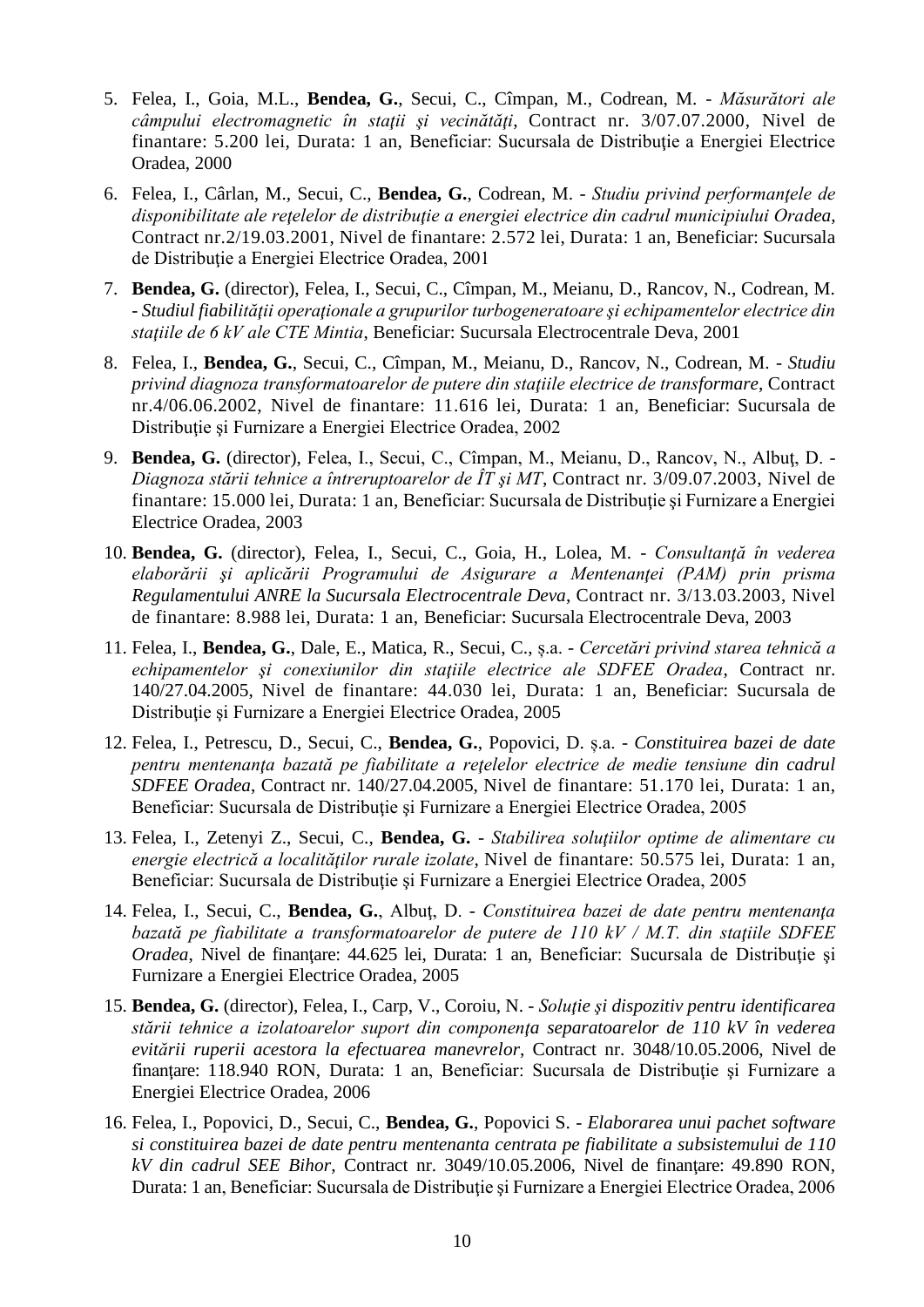5. Felea, I., Goia, M.L., **Bendea, G.**, Secui, C., Cîmpan, M., Codrean, M. - *Măsurători ale câmpului electromagnetic în staţii şi vecinătăţi*, Contract nr. 3/07.07.2000, Nivel de finantare: 5.200 lei, Durata: 1 an, Beneficiar: Sucursala de Distribuţie a Energiei Electrice Oradea, 2000

6. Felea, I., Cârlan, M., Secui, C., **Bendea, G.**, Codrean, M. - *Studiu privind performanţele de disponibilitate ale reţelelor de distribuţie a energiei electrice din cadrul municipiului Oradea*, Contract nr.2/19.03.2001, Nivel de finantare: 2.572 lei, Durata: 1 an, Beneficiar: Sucursala de Distribuţie a Energiei Electrice Oradea, 2001

7. **Bendea, G.** (director), Felea, I., Secui, C., Cîmpan, M., Meianu, D., Rancov, N., Codrean, M. - *Studiul fiabilităţii operaţionale a grupurilor turbogeneratoare şi echipamentelor electrice din staţiile de 6 kV ale CTE Mintia*, Beneficiar: Sucursala Electrocentrale Deva, 2001

8. Felea, I., **Bendea, G.**, Secui, C., Cîmpan, M., Meianu, D., Rancov, N., Codrean, M. - *Studiu privind diagnoza transformatoarelor de putere din staţiile electrice de transformare*, Contract nr.4/06.06.2002, Nivel de finantare: 11.616 lei, Durata: 1 an, Beneficiar: Sucursala de Distribuţie şi Furnizare a Energiei Electrice Oradea, 2002

9. **Bendea, G.** (director), Felea, I., Secui, C., Cîmpan, M., Meianu, D., Rancov, N., Albuţ, D. - *Diagnoza stării tehnice a întreruptoarelor de ÎT şi MT*, Contract nr. 3/09.07.2003, Nivel de finantare: 15.000 lei, Durata: 1 an, Beneficiar: Sucursala de Distribuţie şi Furnizare a Energiei Electrice Oradea, 2003

10. **Bendea, G.** (director), Felea, I., Secui, C., Goia, H., Lolea, M. - *Consultanţă în vederea elaborării şi aplicării Programului de Asigurare a Mentenanţei (PAM) prin prisma Regulamentului ANRE la Sucursala Electrocentrale Deva*, Contract nr. 3/13.03.2003, Nivel de finantare: 8.988 lei, Durata: 1 an, Beneficiar: Sucursala Electrocentrale Deva, 2003

11. Felea, I., **Bendea, G.**, Dale, E., Matica, R., Secui, C., ș.a. - *Cercetări privind starea tehnică a echipamentelor şi conexiunilor din staţiile electrice ale SDFEE Oradea*, Contract nr. 140/27.04.2005, Nivel de finantare: 44.030 lei, Durata: 1 an, Beneficiar: Sucursala de Distribuţie şi Furnizare a Energiei Electrice Oradea, 2005

12. Felea, I., Petrescu, D., Secui, C., **Bendea, G.**, Popovici, D. ș.a. - *Constituirea bazei de date pentru mentenanţa bazată pe fiabilitate a reţelelor electrice de medie tensiune din cadrul SDFEE Oradea*, Contract nr. 140/27.04.2005, Nivel de finantare: 51.170 lei, Durata: 1 an, Beneficiar: Sucursala de Distribuţie şi Furnizare a Energiei Electrice Oradea, 2005

13. Felea, I., Zetenyi Z., Secui, C., **Bendea, G.** - *Stabilirea soluţiilor optime de alimentare cu energie electrică a localităţilor rurale izolate*, Nivel de finantare: 50.575 lei, Durata: 1 an, Beneficiar: Sucursala de Distribuţie şi Furnizare a Energiei Electrice Oradea, 2005

14. Felea, I., Secui, C., **Bendea, G.**, Albuţ, D. - *Constituirea bazei de date pentru mentenanţa bazată pe fiabilitate a transformatoarelor de putere de 110 kV / M.T. din staţiile SDFEE Oradea*, Nivel de finanţare: 44.625 lei, Durata: 1 an, Beneficiar: Sucursala de Distribuţie şi Furnizare a Energiei Electrice Oradea, 2005

15. **Bendea, G.** (director), Felea, I., Carp, V., Coroiu, N. - *Soluţie şi dispozitiv pentru identificarea stării tehnice a izolatoarelor suport din componenţa separatoarelor de 110 kV în vederea evitării ruperii acestora la efectuarea manevrelor*, Contract nr. 3048/10.05.2006, Nivel de finanţare: 118.940 RON, Durata: 1 an, Beneficiar: Sucursala de Distribuţie şi Furnizare a Energiei Electrice Oradea, 2006

16. Felea, I., Popovici, D., Secui, C., **Bendea, G.**, Popovici S. - *Elaborarea unui pachet software si constituirea bazei de date pentru mentenanta centrata pe fiabilitate a subsistemului de 110 kV din cadrul SEE Bihor*, Contract nr. 3049/10.05.2006, Nivel de finanţare: 49.890 RON, Durata: 1 an, Beneficiar: Sucursala de Distribuţie şi Furnizare a Energiei Electrice Oradea, 2006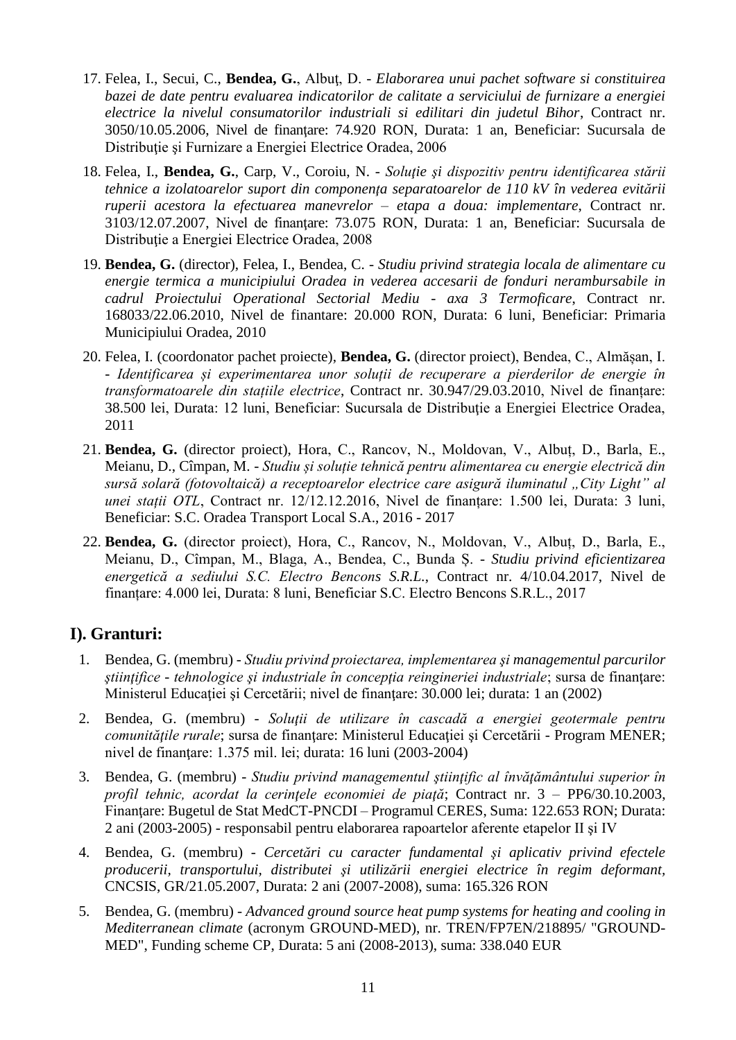17. Felea, I., Secui, C., **Bendea, G.**, Albuţ, D. - *Elaborarea unui pachet software si constituirea bazei de date pentru evaluarea indicatorilor de calitate a serviciului de furnizare a energiei electrice la nivelul consumatorilor industriali si edilitari din judetul Bihor*, Contract nr. 3050/10.05.2006, Nivel de finanţare: 74.920 RON, Durata: 1 an, Beneficiar: Sucursala de Distribuţie şi Furnizare a Energiei Electrice Oradea, 2006

18. Felea, I., **Bendea, G.**, Carp, V., Coroiu, N. - *Soluţie şi dispozitiv pentru identificarea stării tehnice a izolatoarelor suport din componenţa separatoarelor de 110 kV în vederea evitării ruperii acestora la efectuarea manevrelor – etapa a doua: implementare*, Contract nr. 3103/12.07.2007, Nivel de finanţare: 73.075 RON, Durata: 1 an, Beneficiar: Sucursala de Distribuţie a Energiei Electrice Oradea, 2008

19. **Bendea, G.** (director), Felea, I., Bendea, C. - *Studiu privind strategia locala de alimentare cu energie termica a municipiului Oradea in vederea accesarii de fonduri nerambursabile in cadrul Proiectului Operational Sectorial Mediu - axa 3 Termoficare*, Contract nr. 168033/22.06.2010, Nivel de finantare: 20.000 RON, Durata: 6 luni, Beneficiar: Primaria Municipiului Oradea, 2010

20. Felea, I. (coordonator pachet proiecte), **Bendea, G.** (director proiect), Bendea, C., Almăşan, I. - *Identificarea şi experimentarea unor soluţii de recuperare a pierderilor de energie în transformatoarele din staţiile electrice*, Contract nr. 30.947/29.03.2010, Nivel de finanţare: 38.500 lei, Durata: 12 luni, Beneficiar: Sucursala de Distribuţie a Energiei Electrice Oradea, 2011

21. **Bendea, G.** (director proiect), Hora, C., Rancov, N., Moldovan, V., Albuț, D., Barla, E., Meianu, D., Cîmpan, M. - *Studiu și soluție tehnică pentru alimentarea cu energie electrică din sursă solară (fotovoltaică) a receptoarelor electrice care asigură iluminatul „City Light" al unei stații OTL*, Contract nr. 12/12.12.2016, Nivel de finanțare: 1.500 lei, Durata: 3 luni, Beneficiar: S.C. Oradea Transport Local S.A., 2016 - 2017

22. **Bendea, G.** (director proiect), Hora, C., Rancov, N., Moldovan, V., Albuț, D., Barla, E., Meianu, D., Cîmpan, M., Blaga, A., Bendea, C., Bunda Ș. - *Studiu privind eficientizarea energetică a sediului S.C. Electro Bencons S.R.L.*, Contract nr. 4/10.04.2017, Nivel de finanțare: 4.000 lei, Durata: 8 luni, Beneficiar S.C. Electro Bencons S.R.L., 2017

## I). Granturi:

1. Bendea, G. (membru) - *Studiu privind proiectarea, implementarea şi managementul parcurilor ştiinţifice - tehnologice şi industriale în concepţia reingineriei industriale*; sursa de finanţare: Ministerul Educaţiei şi Cercetării; nivel de finanţare: 30.000 lei; durata: 1 an (2002)

2. Bendea, G. (membru) - *Soluţii de utilizare în cascadă a energiei geotermale pentru comunităţile rurale*; sursa de finanţare: Ministerul Educaţiei şi Cercetării - Program MENER; nivel de finanţare: 1.375 mil. lei; durata: 16 luni (2003-2004)

3. Bendea, G. (membru) - *Studiu privind managementul ştiinţific al învăţământului superior în profil tehnic, acordat la cerinţele economiei de piaţă*; Contract nr. 3 – PP6/30.10.2003, Finanţare: Bugetul de Stat MedCT-PNCDI – Programul CERES, Suma: 122.653 RON; Durata: 2 ani (2003-2005) - responsabil pentru elaborarea rapoartelor aferente etapelor II şi IV

4. Bendea, G. (membru) - *Cercetări cu caracter fundamental şi aplicativ privind efectele producerii, transportului, distributei şi utilizării energiei electrice în regim deformant*, CNCSIS, GR/21.05.2007, Durata: 2 ani (2007-2008), suma: 165.326 RON

5. Bendea, G. (membru) - *Advanced ground source heat pump systems for heating and cooling in Mediterranean climate* (acronym GROUND-MED), nr. TREN/FP7EN/218895/ "GROUND-MED", Funding scheme CP, Durata: 5 ani (2008-2013), suma: 338.040 EUR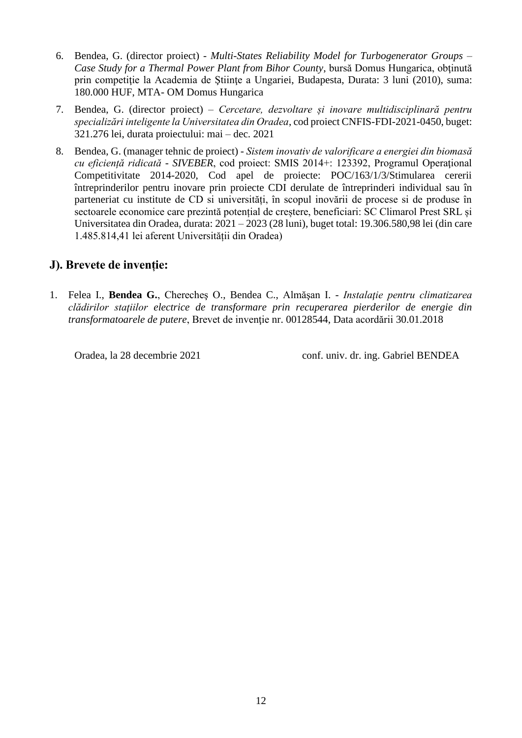6. Bendea, G. (director proiect) - *Multi-States Reliability Model for Turbogenerator Groups – Case Study for a Thermal Power Plant from Bihor County*, bursă Domus Hungarica, obţinută prin competiţie la Academia de Ştiinţe a Ungariei, Budapesta, Durata: 3 luni (2010), suma: 180.000 HUF, MTA- OM Domus Hungarica
7. Bendea, G. (director proiect) – *Cercetare, dezvoltare și inovare multidisciplinară pentru specializări inteligente la Universitatea din Oradea*, cod proiect CNFIS-FDI-2021-0450, buget: 321.276 lei, durata proiectului: mai – dec. 2021
8. Bendea, G. (manager tehnic de proiect) - *Sistem inovativ de valorificare a energiei din biomasă cu eficiență ridicată - SIVEBER*, cod proiect: SMIS 2014+: 123392, Programul Operațional Competitivitate 2014-2020, Cod apel de proiecte: POC/163/1/3/Stimularea cererii întreprinderilor pentru inovare prin proiecte CDI derulate de întreprinderi individual sau în parteneriat cu institute de CD si universități, în scopul inovării de procese si de produse în sectoarele economice care prezintă potențial de creștere, beneficiari: SC Climarol Prest SRL și Universitatea din Oradea, durata: 2021 – 2023 (28 luni), buget total: 19.306.580,98 lei (din care 1.485.814,41 lei aferent Universității din Oradea)

## J). Brevete de invenție:

1. Felea I., **Bendea G.**, Cherecheş O., Bendea C., Almăşan I. - *Instalaţie pentru climatizarea clădirilor staţiilor electrice de transformare prin recuperarea pierderilor de energie din transformatoarele de putere*, Brevet de invenţie nr. 00128544, Data acordării 30.01.2018

Oradea, la 28 decembrie 2021

conf. univ. dr. ing. Gabriel BENDEA